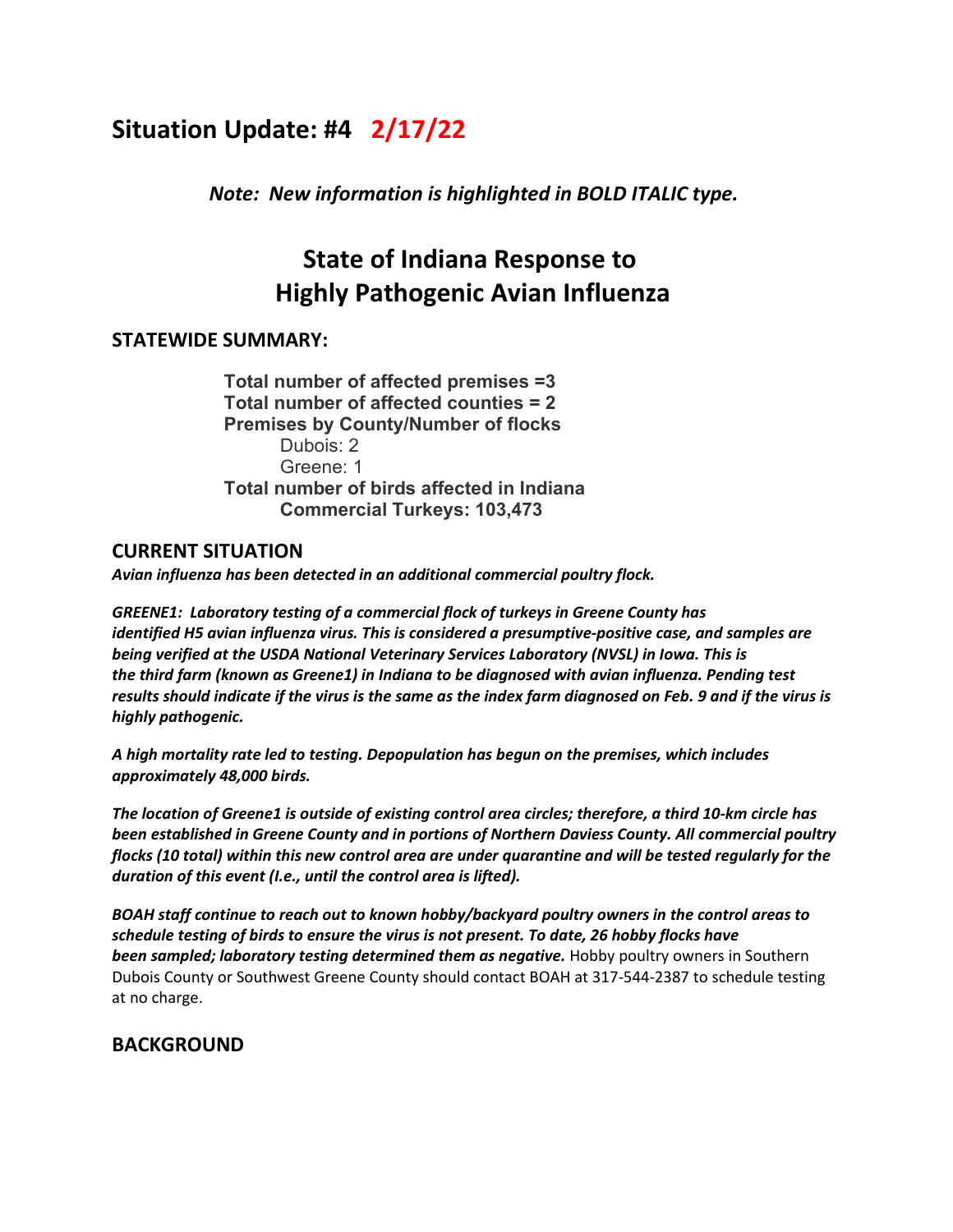## Situation Update: #4 2/17/22

***Note: New information is highlighted in BOLD ITALIC type.***

# State of Indiana Response to Highly Pathogenic Avian Influenza

## STATEWIDE SUMMARY:

**Total number of affected premises =3**
**Total number of affected counties = 2**
**Premises by County/Number of flocks**
- Dubois: 2
- Greene: 1

**Total number of birds affected in Indiana**
- **Commercial Turkeys: 103,473**

## CURRENT SITUATION

***Avian influenza has been detected in an additional commercial poultry flock.***

***GREENE1: Laboratory testing of a commercial flock of turkeys in Greene County has identified H5 avian influenza virus. This is considered a presumptive-positive case, and samples are being verified at the USDA National Veterinary Services Laboratory (NVSL) in Iowa. This is the third farm (known as Greene1) in Indiana to be diagnosed with avian influenza. Pending test results should indicate if the virus is the same as the index farm diagnosed on Feb. 9 and if the virus is highly pathogenic.***

***A high mortality rate led to testing. Depopulation has begun on the premises, which includes approximately 48,000 birds.***

***The location of Greene1 is outside of existing control area circles; therefore, a third 10-km circle has been established in Greene County and in portions of Northern Daviess County. All commercial poultry flocks (10 total) within this new control area are under quarantine and will be tested regularly for the duration of this event (I.e., until the control area is lifted).***

***BOAH staff continue to reach out to known hobby/backyard poultry owners in the control areas to schedule testing of birds to ensure the virus is not present. To date, 26 hobby flocks have been sampled; laboratory testing determined them as negative.*** Hobby poultry owners in Southern Dubois County or Southwest Greene County should contact BOAH at 317-544-2387 to schedule testing at no charge.

## BACKGROUND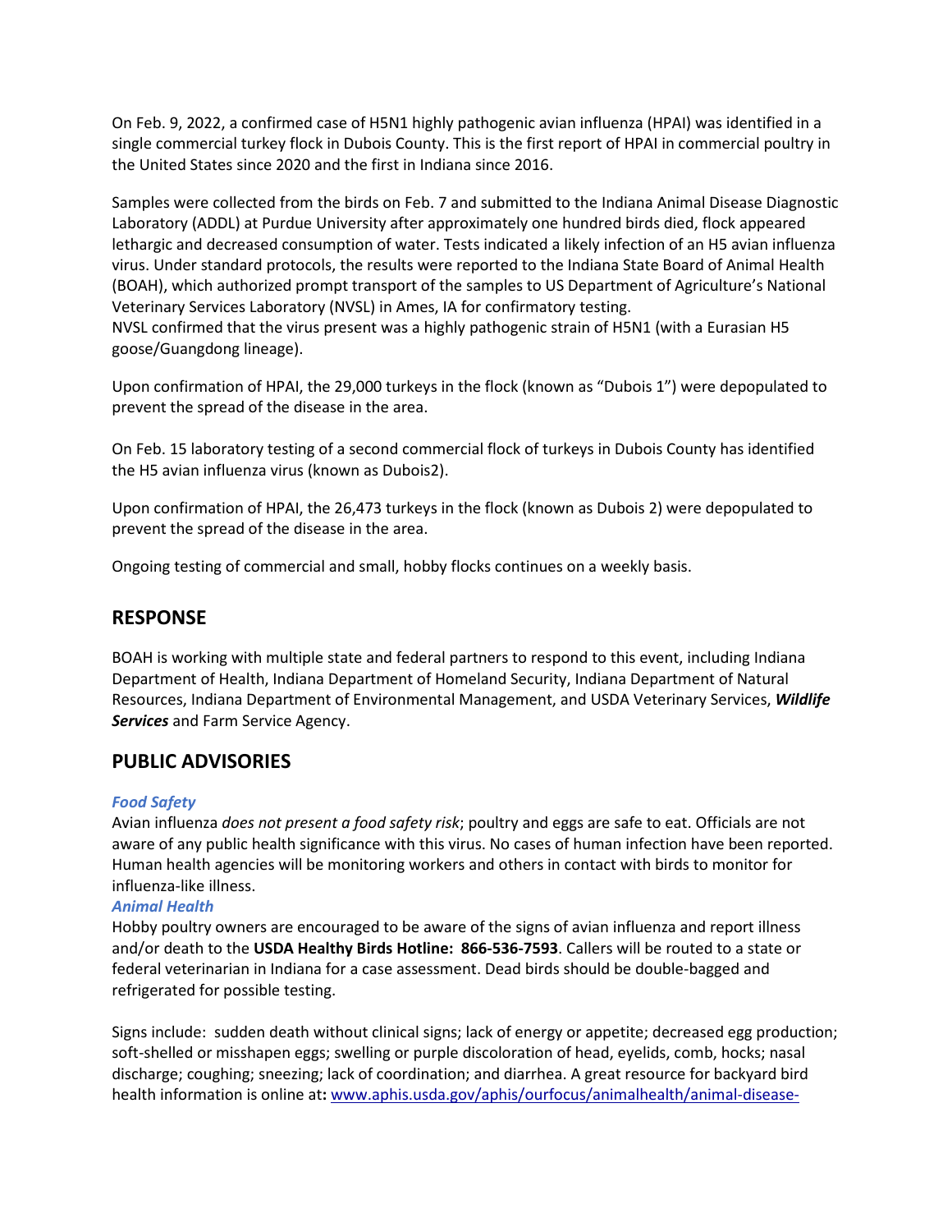On Feb. 9, 2022, a confirmed case of H5N1 highly pathogenic avian influenza (HPAI) was identified in a single commercial turkey flock in Dubois County. This is the first report of HPAI in commercial poultry in the United States since 2020 and the first in Indiana since 2016.

Samples were collected from the birds on Feb. 7 and submitted to the Indiana Animal Disease Diagnostic Laboratory (ADDL) at Purdue University after approximately one hundred birds died, flock appeared lethargic and decreased consumption of water. Tests indicated a likely infection of an H5 avian influenza virus. Under standard protocols, the results were reported to the Indiana State Board of Animal Health (BOAH), which authorized prompt transport of the samples to US Department of Agriculture's National Veterinary Services Laboratory (NVSL) in Ames, IA for confirmatory testing.
NVSL confirmed that the virus present was a highly pathogenic strain of H5N1 (with a Eurasian H5 goose/Guangdong lineage).

Upon confirmation of HPAI, the 29,000 turkeys in the flock (known as "Dubois 1") were depopulated to prevent the spread of the disease in the area.

On Feb. 15 laboratory testing of a second commercial flock of turkeys in Dubois County has identified the H5 avian influenza virus (known as Dubois2).

Upon confirmation of HPAI, the 26,473 turkeys in the flock (known as Dubois 2) were depopulated to prevent the spread of the disease in the area.

Ongoing testing of commercial and small, hobby flocks continues on a weekly basis.

## RESPONSE

BOAH is working with multiple state and federal partners to respond to this event, including Indiana Department of Health, Indiana Department of Homeland Security, Indiana Department of Natural Resources, Indiana Department of Environmental Management, and USDA Veterinary Services, ***Wildlife Services*** and Farm Service Agency.

## PUBLIC ADVISORIES

***Food Safety***
Avian influenza *does not present a food safety risk*; poultry and eggs are safe to eat. Officials are not aware of any public health significance with this virus. No cases of human infection have been reported. Human health agencies will be monitoring workers and others in contact with birds to monitor for influenza-like illness.

***Animal Health***
Hobby poultry owners are encouraged to be aware of the signs of avian influenza and report illness and/or death to the **USDA Healthy Birds Hotline: 866-536-7593**. Callers will be routed to a state or federal veterinarian in Indiana for a case assessment. Dead birds should be double-bagged and refrigerated for possible testing.

Signs include: sudden death without clinical signs; lack of energy or appetite; decreased egg production; soft-shelled or misshapen eggs; swelling or purple discoloration of head, eyelids, comb, hocks; nasal discharge; coughing; sneezing; lack of coordination; and diarrhea. A great resource for backyard bird health information is online at**:** www.aphis.usda.gov/aphis/ourfocus/animalhealth/animal-disease-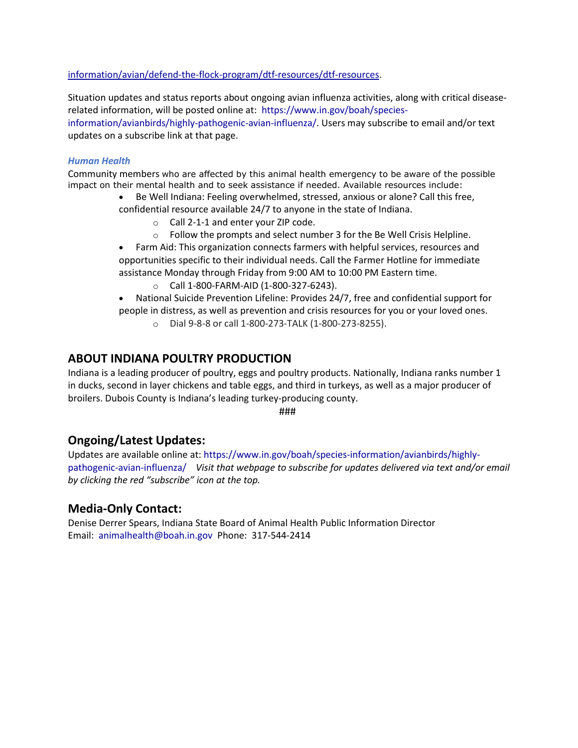information/avian/defend-the-flock-program/dtf-resources/dtf-resources.

Situation updates and status reports about ongoing avian influenza activities, along with critical disease-related information, will be posted online at: https://www.in.gov/boah/species-information/avianbirds/highly-pathogenic-avian-influenza/. Users may subscribe to email and/or text updates on a subscribe link at that page.

***Human Health***

Community members who are affected by this animal health emergency to be aware of the possible impact on their mental health and to seek assistance if needed. Available resources include:

- Be Well Indiana: Feeling overwhelmed, stressed, anxious or alone? Call this free, confidential resource available 24/7 to anyone in the state of Indiana.
  - Call 2-1-1 and enter your ZIP code.
  - Follow the prompts and select number 3 for the Be Well Crisis Helpline.
- Farm Aid: This organization connects farmers with helpful services, resources and opportunities specific to their individual needs. Call the Farmer Hotline for immediate assistance Monday through Friday from 9:00 AM to 10:00 PM Eastern time.
  - Call 1-800-FARM-AID (1-800-327-6243).
- National Suicide Prevention Lifeline: Provides 24/7, free and confidential support for people in distress, as well as prevention and crisis resources for you or your loved ones.
  - Dial 9-8-8 or call 1-800-273-TALK (1-800-273-8255).

## ABOUT INDIANA POULTRY PRODUCTION

Indiana is a leading producer of poultry, eggs and poultry products. Nationally, Indiana ranks number 1 in ducks, second in layer chickens and table eggs, and third in turkeys, as well as a major producer of broilers. Dubois County is Indiana's leading turkey-producing county.

###

## Ongoing/Latest Updates:

Updates are available online at: https://www.in.gov/boah/species-information/avianbirds/highly-pathogenic-avian-influenza/ *Visit that webpage to subscribe for updates delivered via text and/or email by clicking the red "subscribe" icon at the top.*

## Media-Only Contact:

Denise Derrer Spears, Indiana State Board of Animal Health Public Information Director
Email: animalhealth@boah.in.gov Phone: 317-544-2414